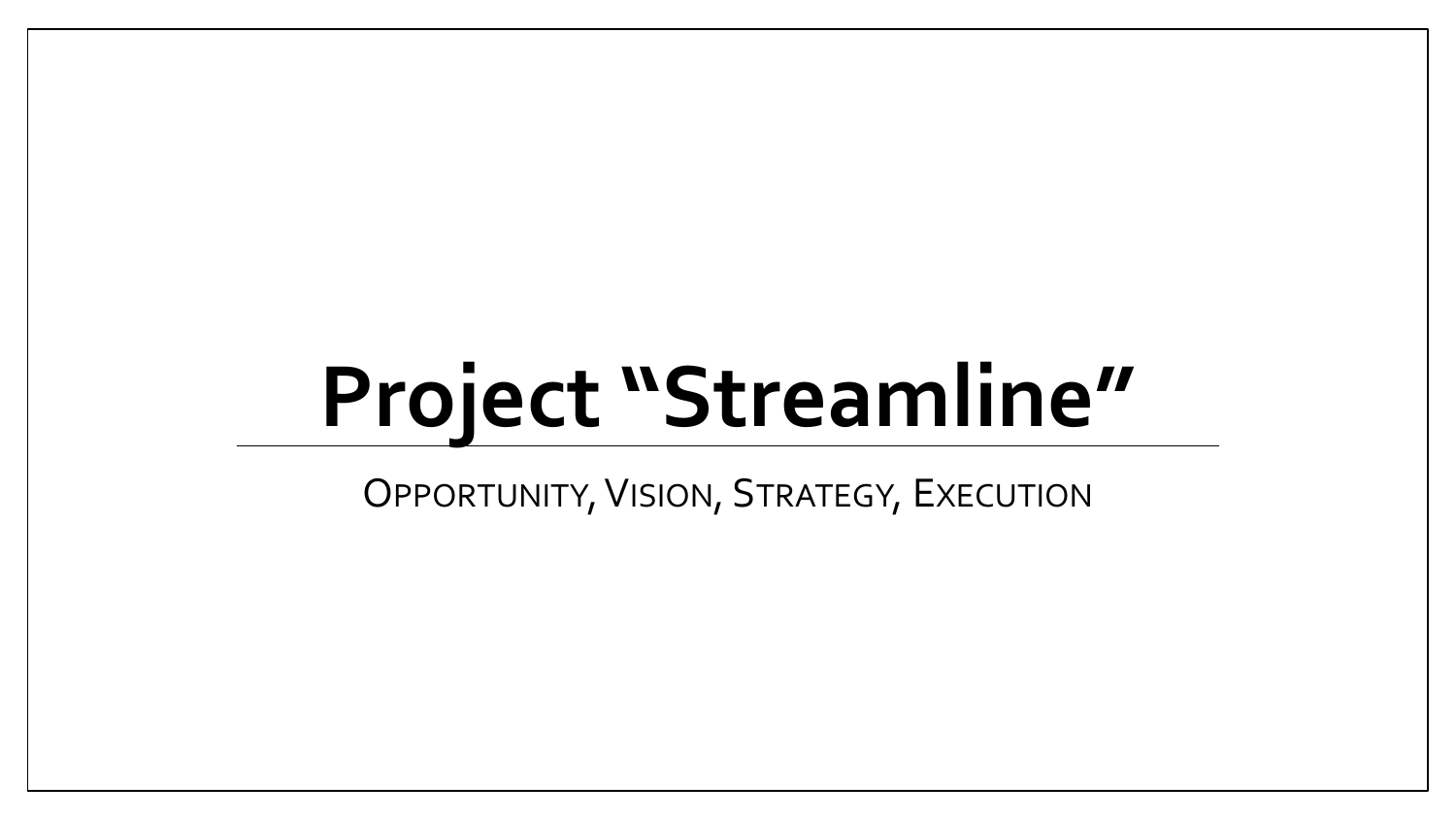# Project "Streamline"

Opportunity, Vision, Strategy, Execution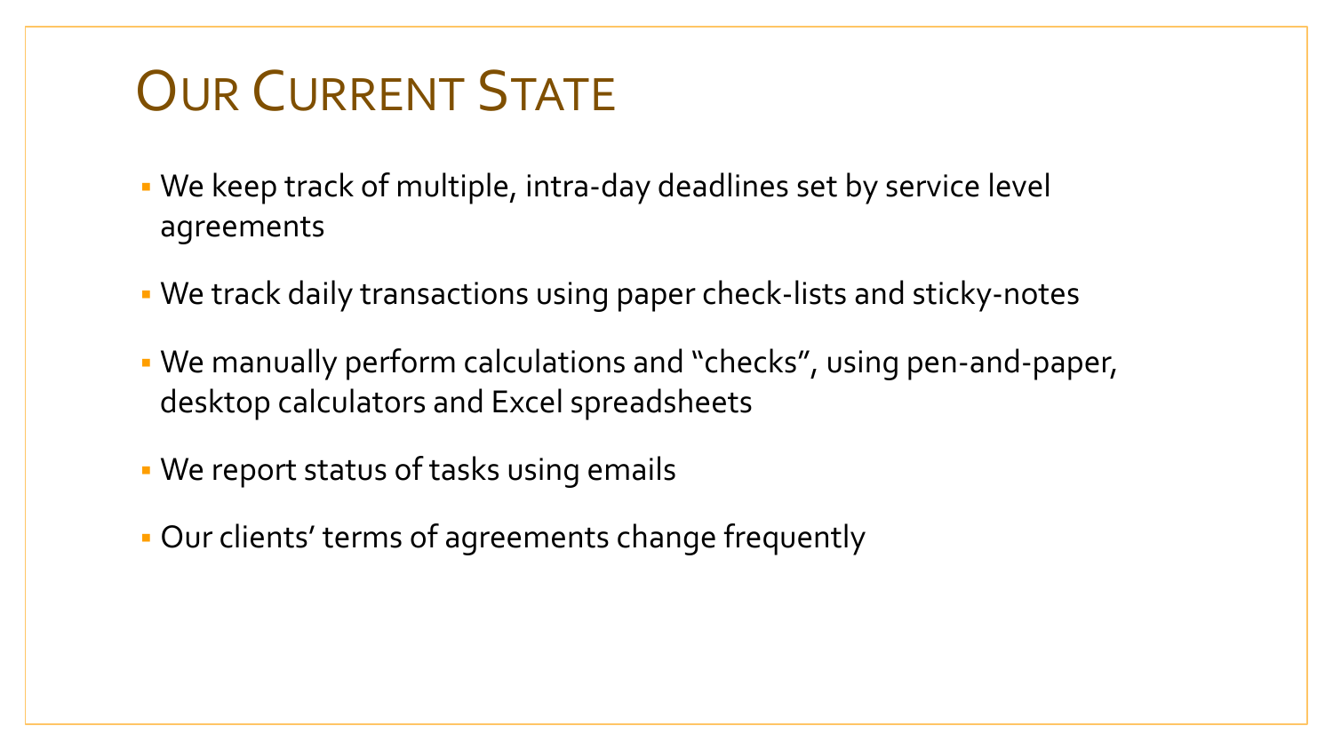# Our Current State

- We keep track of multiple, intra-day deadlines set by service level agreements
- We track daily transactions using paper check-lists and sticky-notes
- We manually perform calculations and "checks", using pen-and-paper, desktop calculators and Excel spreadsheets
- We report status of tasks using emails
- Our clients' terms of agreements change frequently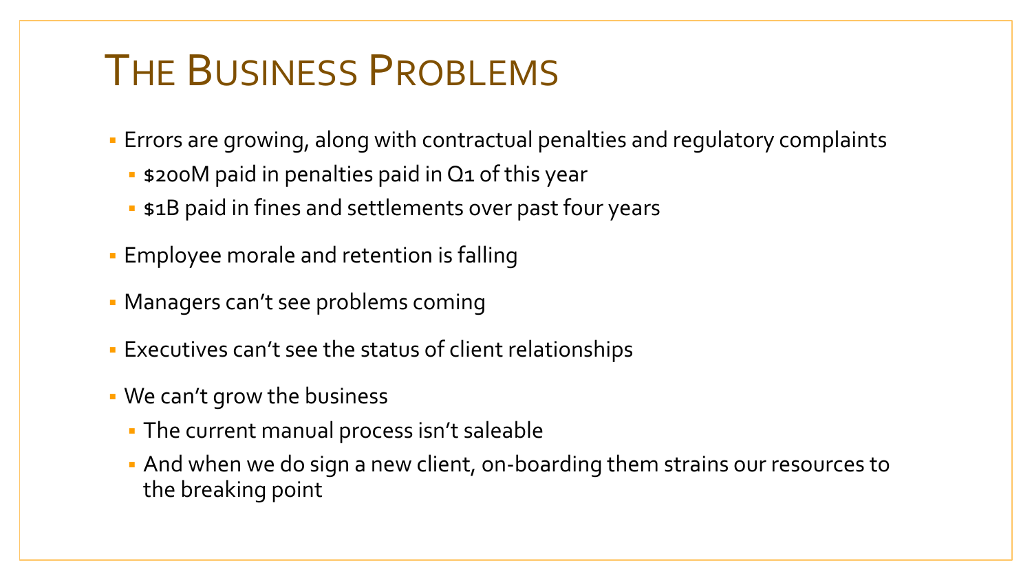# The Business Problems

- Errors are growing, along with contractual penalties and regulatory complaints
  - $200M paid in penalties paid in Q1 of this year
  - $1B paid in fines and settlements over past four years
- Employee morale and retention is falling
- Managers can't see problems coming
- Executives can't see the status of client relationships
- We can't grow the business
  - The current manual process isn't saleable
  - And when we do sign a new client, on-boarding them strains our resources to the breaking point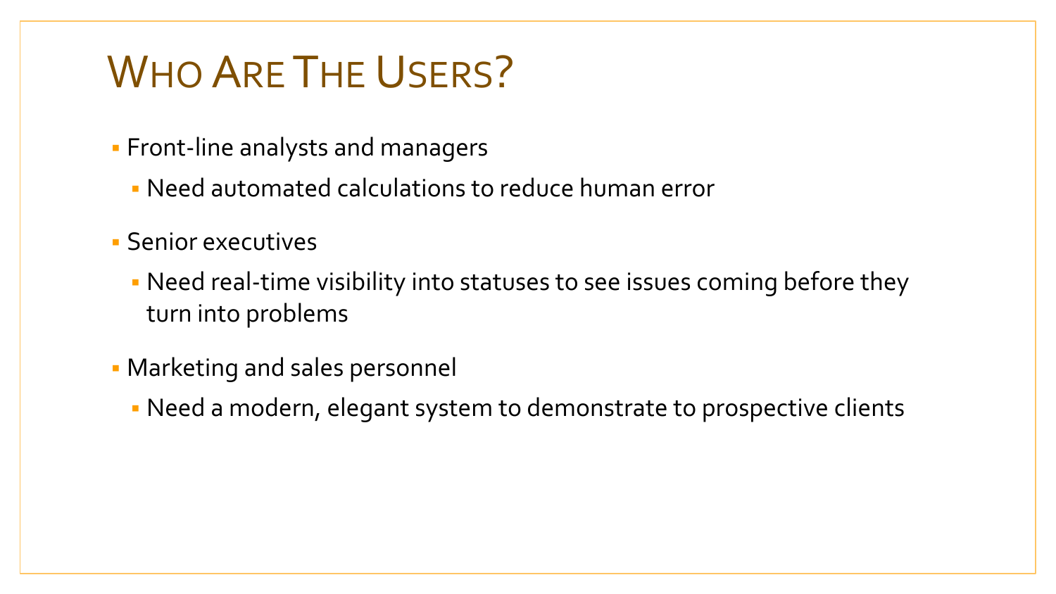# Who Are The Users?

- Front-line analysts and managers
  - Need automated calculations to reduce human error
- Senior executives
  - Need real-time visibility into statuses to see issues coming before they turn into problems
- Marketing and sales personnel
  - Need a modern, elegant system to demonstrate to prospective clients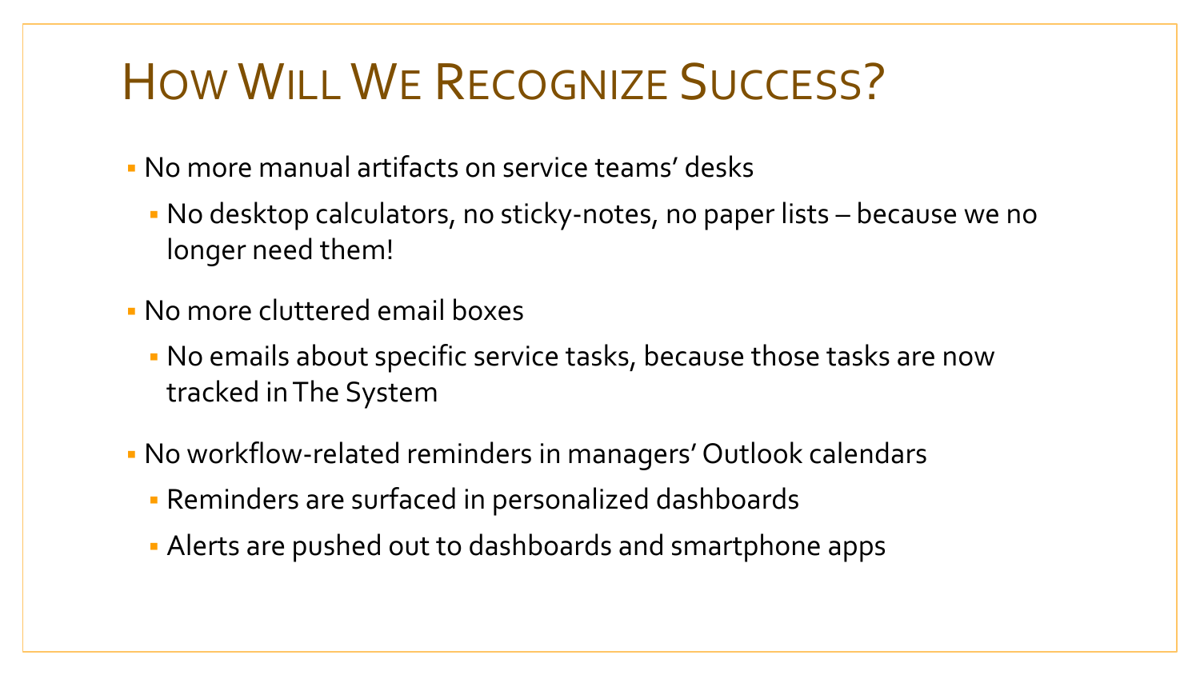# How Will We Recognize Success?

- No more manual artifacts on service teams' desks
  - No desktop calculators, no sticky-notes, no paper lists – because we no longer need them!
- No more cluttered email boxes
  - No emails about specific service tasks, because those tasks are now tracked in The System
- No workflow-related reminders in managers' Outlook calendars
  - Reminders are surfaced in personalized dashboards
  - Alerts are pushed out to dashboards and smartphone apps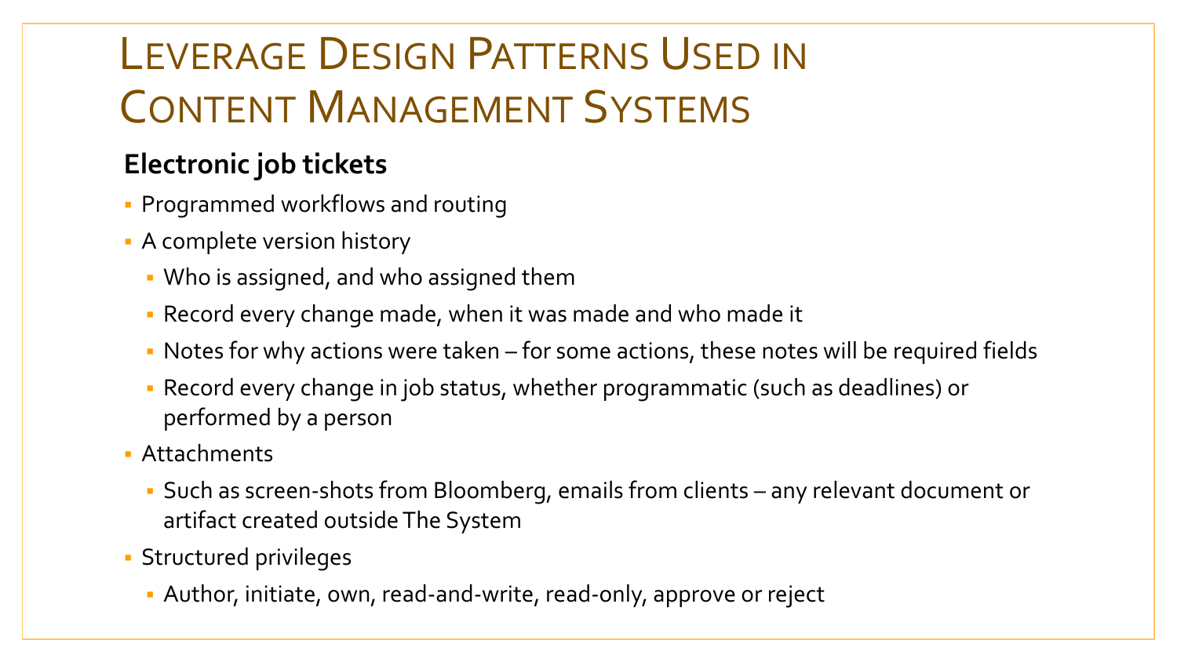# Leverage Design Patterns Used in Content Management Systems

**Electronic job tickets**

- Programmed workflows and routing
- A complete version history
  - Who is assigned, and who assigned them
  - Record every change made, when it was made and who made it
  - Notes for why actions were taken – for some actions, these notes will be required fields
  - Record every change in job status, whether programmatic (such as deadlines) or performed by a person
- Attachments
  - Such as screen-shots from Bloomberg, emails from clients – any relevant document or artifact created outside The System
- Structured privileges
  - Author, initiate, own, read-and-write, read-only, approve or reject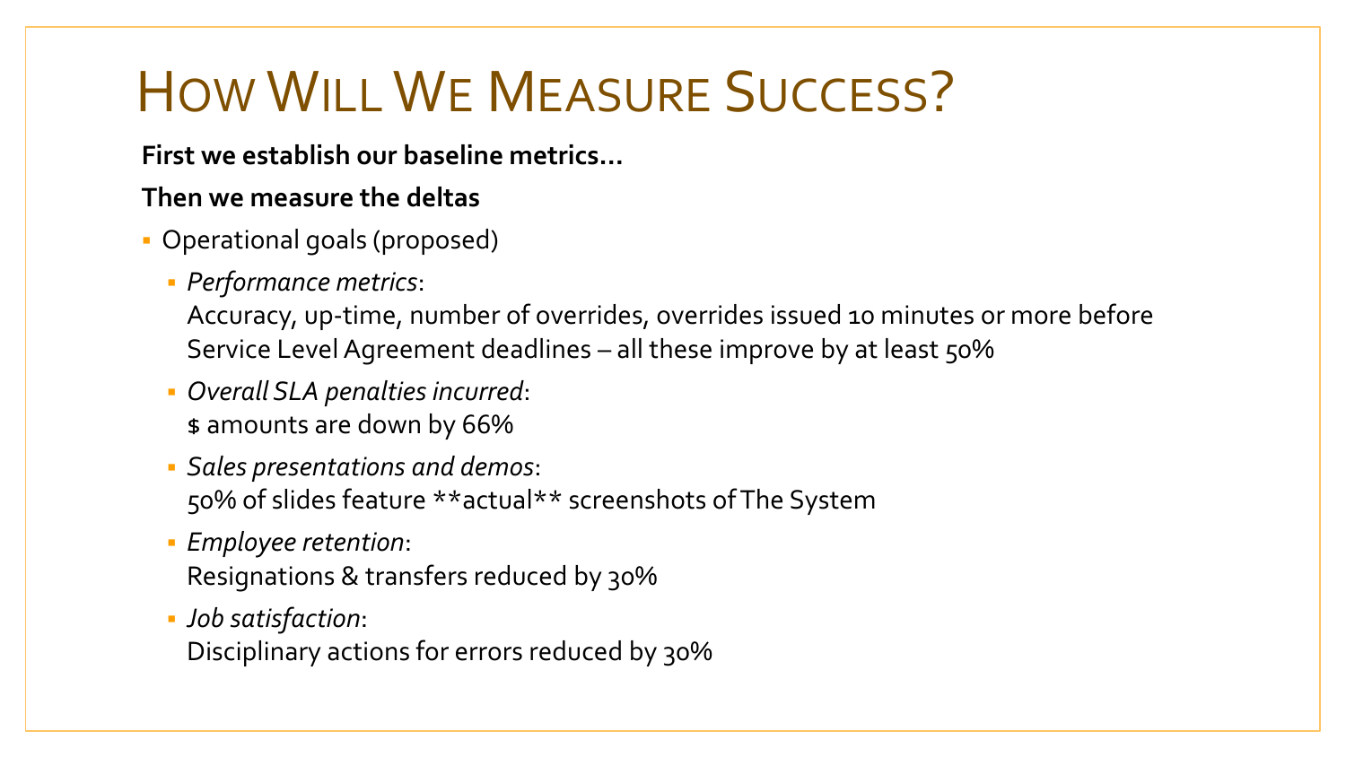# How Will We Measure Success?

**First we establish our baseline metrics…**

**Then we measure the deltas**

- Operational goals (proposed)
  - *Performance metrics*:
    Accuracy, up-time, number of overrides, overrides issued 10 minutes or more before Service Level Agreement deadlines – all these improve by at least 50%
  - *Overall SLA penalties incurred*:
    $ amounts are down by 66%
  - *Sales presentations and demos*:
    50% of slides feature **actual** screenshots of The System
  - *Employee retention*:
    Resignations & transfers reduced by 30%
  - *Job satisfaction*:
    Disciplinary actions for errors reduced by 30%